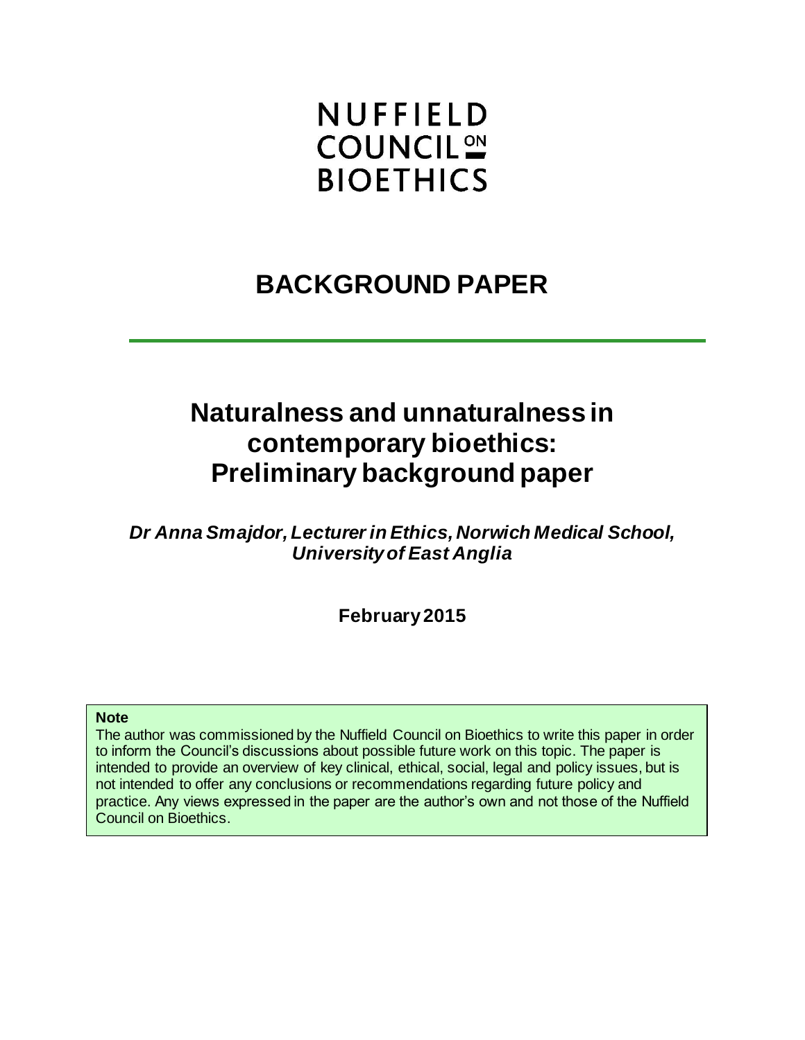NUFFIELD
COUNCIL ON
BIOETHICS

# BACKGROUND PAPER

# Naturalness and unnaturalness in contemporary bioethics: Preliminary background paper

***Dr Anna Smajdor, Lecturer in Ethics, Norwich Medical School, University of East Anglia***

**February 2015**

**Note**

The author was commissioned by the Nuffield Council on Bioethics to write this paper in order to inform the Council's discussions about possible future work on this topic. The paper is intended to provide an overview of key clinical, ethical, social, legal and policy issues, but is not intended to offer any conclusions or recommendations regarding future policy and practice. Any views expressed in the paper are the author's own and not those of the Nuffield Council on Bioethics.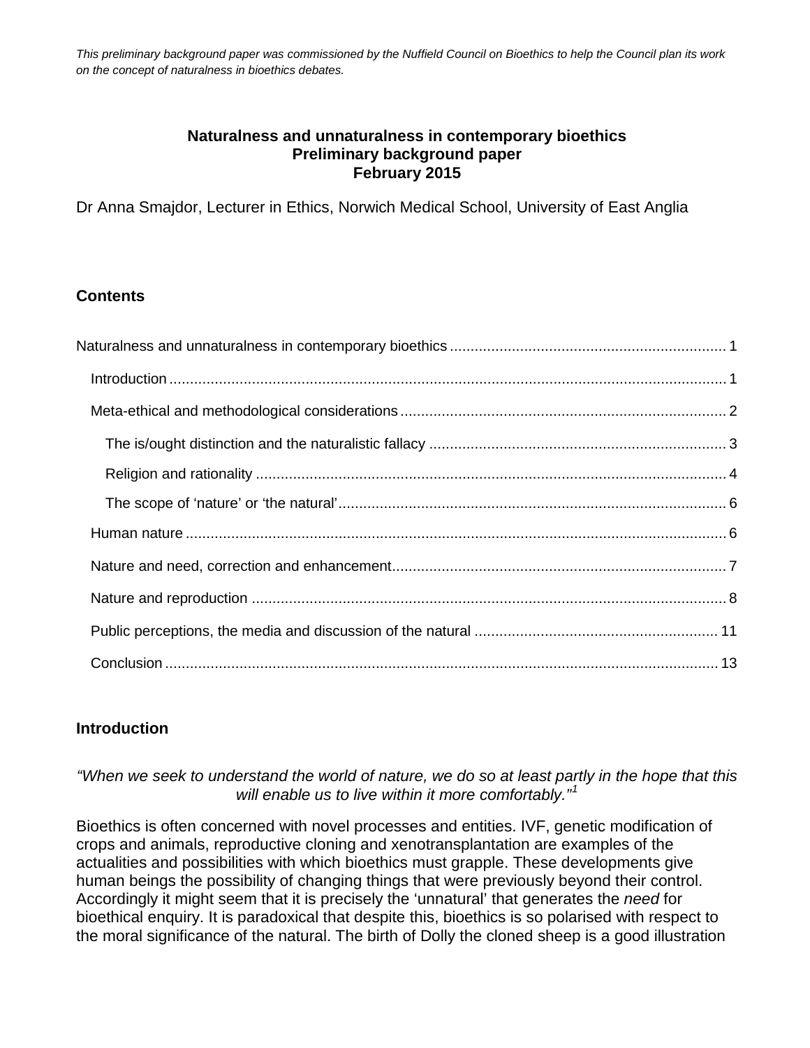*This preliminary background paper was commissioned by the Nuffield Council on Bioethics to help the Council plan its work on the concept of naturalness in bioethics debates.*

# Naturalness and unnaturalness in contemporary bioethics
## Preliminary background paper
## February 2015

Dr Anna Smajdor, Lecturer in Ethics, Norwich Medical School, University of East Anglia

## Contents

Naturalness and unnaturalness in contemporary bioethics ..... 1
- Introduction ..... 1
- Meta-ethical and methodological considerations ..... 2
  - The is/ought distinction and the naturalistic fallacy ..... 3
  - Religion and rationality ..... 4
  - The scope of 'nature' or 'the natural' ..... 6
- Human nature ..... 6
- Nature and need, correction and enhancement ..... 7
- Nature and reproduction ..... 8
- Public perceptions, the media and discussion of the natural ..... 11
- Conclusion ..... 13

## Introduction

*"When we seek to understand the world of nature, we do so at least partly in the hope that this will enable us to live within it more comfortably."*[1]

Bioethics is often concerned with novel processes and entities. IVF, genetic modification of crops and animals, reproductive cloning and xenotransplantation are examples of the actualities and possibilities with which bioethics must grapple. These developments give human beings the possibility of changing things that were previously beyond their control. Accordingly it might seem that it is precisely the 'unnatural' that generates the *need* for bioethical enquiry. It is paradoxical that despite this, bioethics is so polarised with respect to the moral significance of the natural. The birth of Dolly the cloned sheep is a good illustration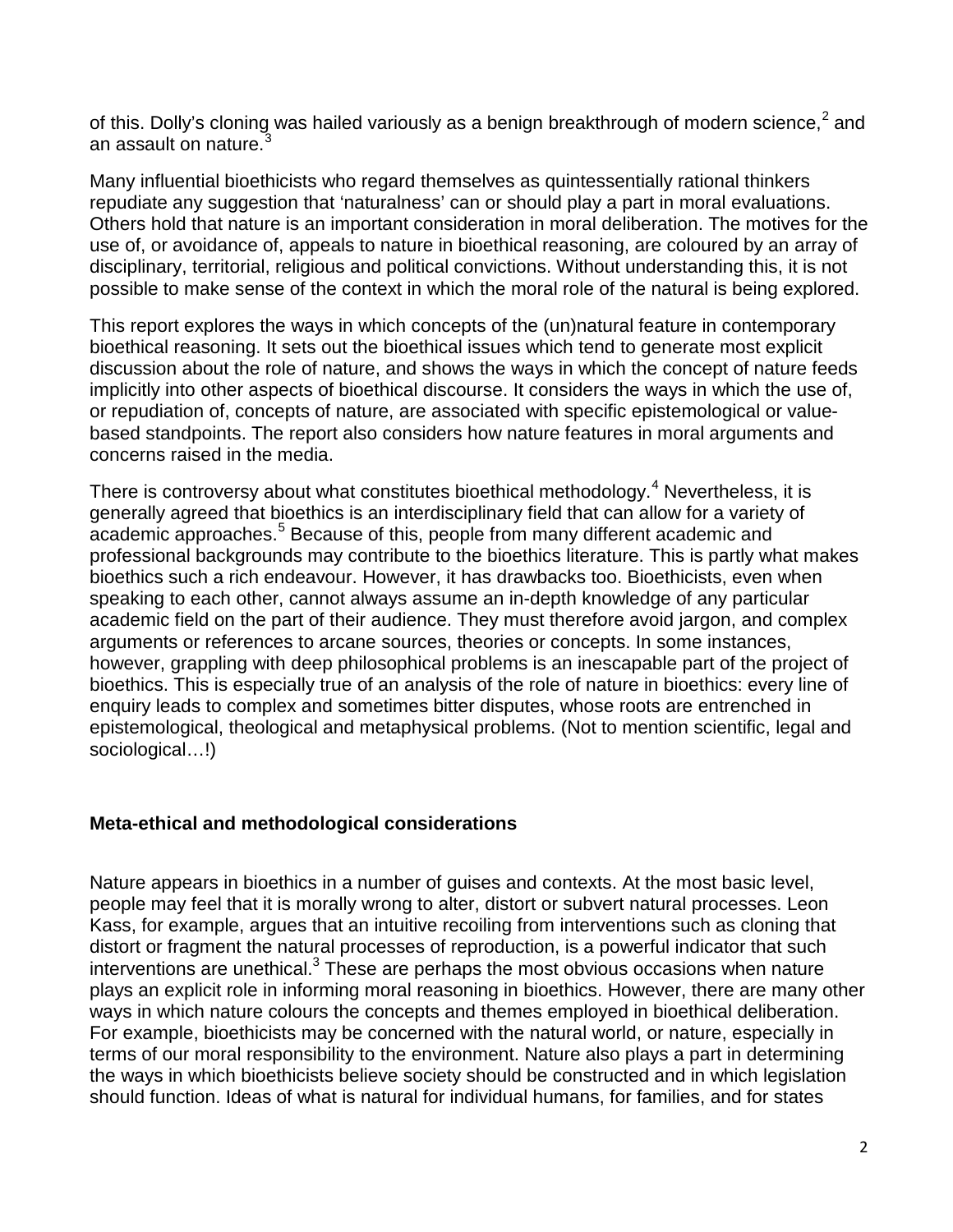of this. Dolly's cloning was hailed variously as a benign breakthrough of modern science,[2] and an assault on nature.[3]

Many influential bioethicists who regard themselves as quintessentially rational thinkers repudiate any suggestion that 'naturalness' can or should play a part in moral evaluations. Others hold that nature is an important consideration in moral deliberation. The motives for the use of, or avoidance of, appeals to nature in bioethical reasoning, are coloured by an array of disciplinary, territorial, religious and political convictions. Without understanding this, it is not possible to make sense of the context in which the moral role of the natural is being explored.

This report explores the ways in which concepts of the (un)natural feature in contemporary bioethical reasoning. It sets out the bioethical issues which tend to generate most explicit discussion about the role of nature, and shows the ways in which the concept of nature feeds implicitly into other aspects of bioethical discourse. It considers the ways in which the use of, or repudiation of, concepts of nature, are associated with specific epistemological or value-based standpoints. The report also considers how nature features in moral arguments and concerns raised in the media.

There is controversy about what constitutes bioethical methodology.[4] Nevertheless, it is generally agreed that bioethics is an interdisciplinary field that can allow for a variety of academic approaches.[5] Because of this, people from many different academic and professional backgrounds may contribute to the bioethics literature. This is partly what makes bioethics such a rich endeavour. However, it has drawbacks too. Bioethicists, even when speaking to each other, cannot always assume an in-depth knowledge of any particular academic field on the part of their audience. They must therefore avoid jargon, and complex arguments or references to arcane sources, theories or concepts. In some instances, however, grappling with deep philosophical problems is an inescapable part of the project of bioethics. This is especially true of an analysis of the role of nature in bioethics: every line of enquiry leads to complex and sometimes bitter disputes, whose roots are entrenched in epistemological, theological and metaphysical problems. (Not to mention scientific, legal and sociological…!)

## Meta-ethical and methodological considerations

Nature appears in bioethics in a number of guises and contexts. At the most basic level, people may feel that it is morally wrong to alter, distort or subvert natural processes. Leon Kass, for example, argues that an intuitive recoiling from interventions such as cloning that distort or fragment the natural processes of reproduction, is a powerful indicator that such interventions are unethical.[3] These are perhaps the most obvious occasions when nature plays an explicit role in informing moral reasoning in bioethics. However, there are many other ways in which nature colours the concepts and themes employed in bioethical deliberation. For example, bioethicists may be concerned with the natural world, or nature, especially in terms of our moral responsibility to the environment. Nature also plays a part in determining the ways in which bioethicists believe society should be constructed and in which legislation should function. Ideas of what is natural for individual humans, for families, and for states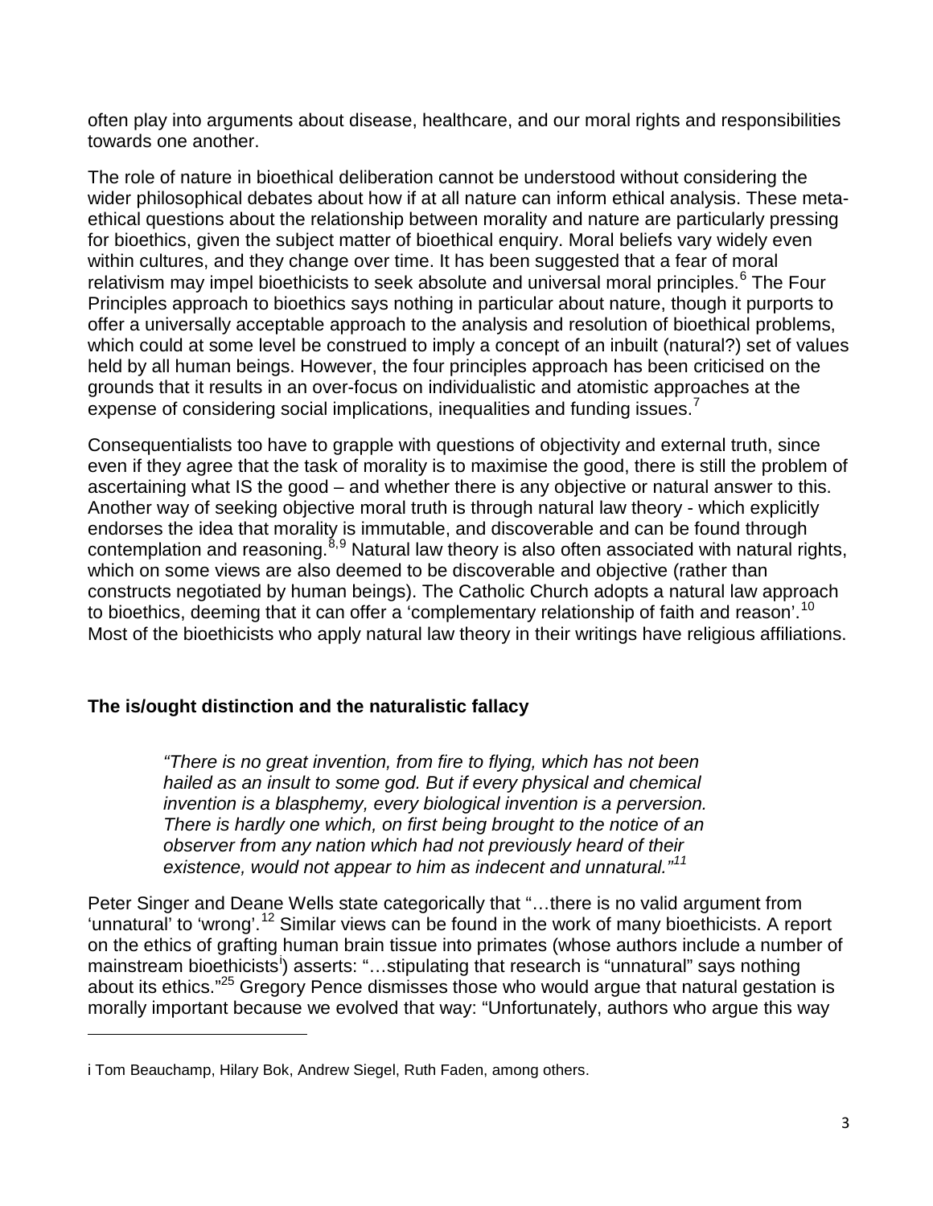often play into arguments about disease, healthcare, and our moral rights and responsibilities towards one another.

The role of nature in bioethical deliberation cannot be understood without considering the wider philosophical debates about how if at all nature can inform ethical analysis. These meta-ethical questions about the relationship between morality and nature are particularly pressing for bioethics, given the subject matter of bioethical enquiry. Moral beliefs vary widely even within cultures, and they change over time. It has been suggested that a fear of moral relativism may impel bioethicists to seek absolute and universal moral principles.[6] The Four Principles approach to bioethics says nothing in particular about nature, though it purports to offer a universally acceptable approach to the analysis and resolution of bioethical problems, which could at some level be construed to imply a concept of an inbuilt (natural?) set of values held by all human beings. However, the four principles approach has been criticised on the grounds that it results in an over-focus on individualistic and atomistic approaches at the expense of considering social implications, inequalities and funding issues.[7]

Consequentialists too have to grapple with questions of objectivity and external truth, since even if they agree that the task of morality is to maximise the good, there is still the problem of ascertaining what IS the good – and whether there is any objective or natural answer to this. Another way of seeking objective moral truth is through natural law theory - which explicitly endorses the idea that morality is immutable, and discoverable and can be found through contemplation and reasoning.[8,9] Natural law theory is also often associated with natural rights, which on some views are also deemed to be discoverable and objective (rather than constructs negotiated by human beings). The Catholic Church adopts a natural law approach to bioethics, deeming that it can offer a 'complementary relationship of faith and reason'.[10] Most of the bioethicists who apply natural law theory in their writings have religious affiliations.

## The is/ought distinction and the naturalistic fallacy

> *"There is no great invention, from fire to flying, which has not been hailed as an insult to some god. But if every physical and chemical invention is a blasphemy, every biological invention is a perversion. There is hardly one which, on first being brought to the notice of an observer from any nation which had not previously heard of their existence, would not appear to him as indecent and unnatural."*[11]

Peter Singer and Deane Wells state categorically that "…there is no valid argument from 'unnatural' to 'wrong'.[12] Similar views can be found in the work of many bioethicists. A report on the ethics of grafting human brain tissue into primates (whose authors include a number of mainstream bioethicists[i]) asserts: "…stipulating that research is "unnatural" says nothing about its ethics."[25] Gregory Pence dismisses those who would argue that natural gestation is morally important because we evolved that way: "Unfortunately, authors who argue this way

---

i Tom Beauchamp, Hilary Bok, Andrew Siegel, Ruth Faden, among others.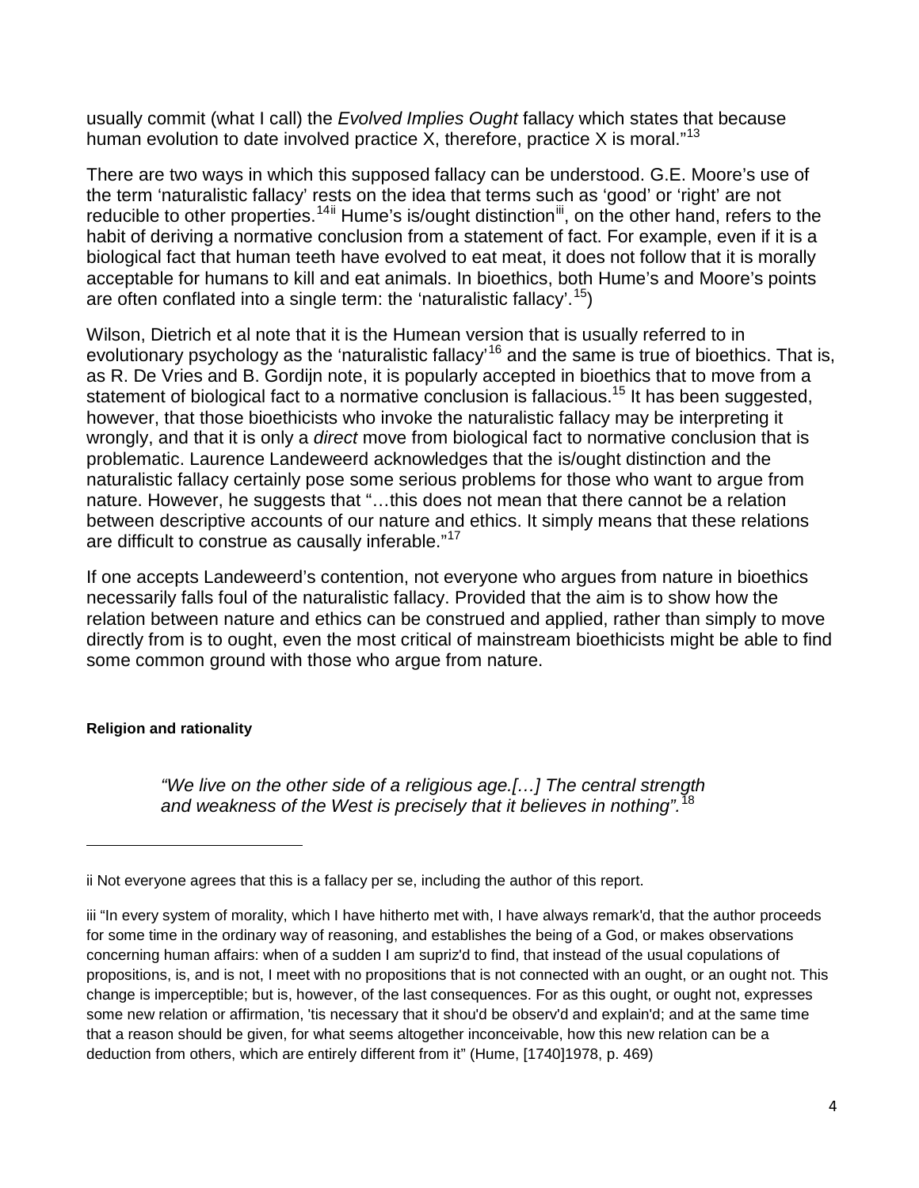usually commit (what I call) the *Evolved Implies Ought* fallacy which states that because human evolution to date involved practice X, therefore, practice X is moral."[13]

There are two ways in which this supposed fallacy can be understood. G.E. Moore's use of the term 'naturalistic fallacy' rests on the idea that terms such as 'good' or 'right' are not reducible to other properties.[14ii] Hume's is/ought distinction[iii], on the other hand, refers to the habit of deriving a normative conclusion from a statement of fact. For example, even if it is a biological fact that human teeth have evolved to eat meat, it does not follow that it is morally acceptable for humans to kill and eat animals. In bioethics, both Hume's and Moore's points are often conflated into a single term: the 'naturalistic fallacy'.[15])

Wilson, Dietrich et al note that it is the Humean version that is usually referred to in evolutionary psychology as the 'naturalistic fallacy'[16] and the same is true of bioethics. That is, as R. De Vries and B. Gordijn note, it is popularly accepted in bioethics that to move from a statement of biological fact to a normative conclusion is fallacious.[15] It has been suggested, however, that those bioethicists who invoke the naturalistic fallacy may be interpreting it wrongly, and that it is only a *direct* move from biological fact to normative conclusion that is problematic. Laurence Landeweerd acknowledges that the is/ought distinction and the naturalistic fallacy certainly pose some serious problems for those who want to argue from nature. However, he suggests that "…this does not mean that there cannot be a relation between descriptive accounts of our nature and ethics. It simply means that these relations are difficult to construe as causally inferable."[17]

If one accepts Landeweerd's contention, not everyone who argues from nature in bioethics necessarily falls foul of the naturalistic fallacy. Provided that the aim is to show how the relation between nature and ethics can be construed and applied, rather than simply to move directly from is to ought, even the most critical of mainstream bioethicists might be able to find some common ground with those who argue from nature.

#### Religion and rationality

> *"We live on the other side of a religious age.[…] The central strength and weakness of the West is precisely that it believes in nothing".*[18]

---

ii Not everyone agrees that this is a fallacy per se, including the author of this report.

iii "In every system of morality, which I have hitherto met with, I have always remark'd, that the author proceeds for some time in the ordinary way of reasoning, and establishes the being of a God, or makes observations concerning human affairs: when of a sudden I am supriz'd to find, that instead of the usual copulations of propositions, is, and is not, I meet with no propositions that is not connected with an ought, or an ought not. This change is imperceptible; but is, however, of the last consequences. For as this ought, or ought not, expresses some new relation or affirmation, 'tis necessary that it shou'd be observ'd and explain'd; and at the same time that a reason should be given, for what seems altogether inconceivable, how this new relation can be a deduction from others, which are entirely different from it" (Hume, [1740]1978, p. 469)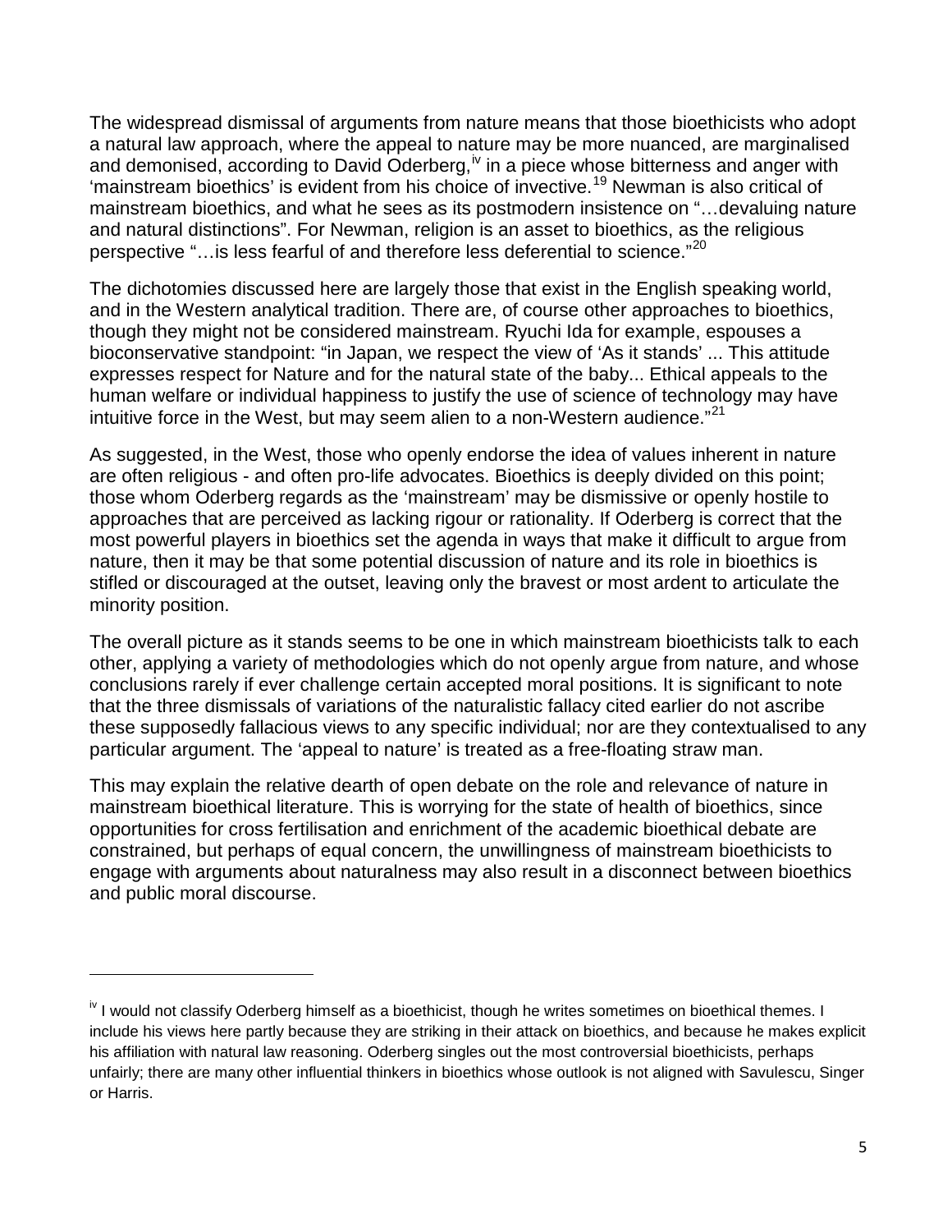The widespread dismissal of arguments from nature means that those bioethicists who adopt a natural law approach, where the appeal to nature may be more nuanced, are marginalised and demonised, according to David Oderberg,[iv] in a piece whose bitterness and anger with 'mainstream bioethics' is evident from his choice of invective.[19] Newman is also critical of mainstream bioethics, and what he sees as its postmodern insistence on "…devaluing nature and natural distinctions". For Newman, religion is an asset to bioethics, as the religious perspective "…is less fearful of and therefore less deferential to science."[20]

The dichotomies discussed here are largely those that exist in the English speaking world, and in the Western analytical tradition. There are, of course other approaches to bioethics, though they might not be considered mainstream. Ryuchi Ida for example, espouses a bioconservative standpoint: "in Japan, we respect the view of 'As it stands' ... This attitude expresses respect for Nature and for the natural state of the baby... Ethical appeals to the human welfare or individual happiness to justify the use of science of technology may have intuitive force in the West, but may seem alien to a non-Western audience."[21]

As suggested, in the West, those who openly endorse the idea of values inherent in nature are often religious - and often pro-life advocates. Bioethics is deeply divided on this point; those whom Oderberg regards as the 'mainstream' may be dismissive or openly hostile to approaches that are perceived as lacking rigour or rationality. If Oderberg is correct that the most powerful players in bioethics set the agenda in ways that make it difficult to argue from nature, then it may be that some potential discussion of nature and its role in bioethics is stifled or discouraged at the outset, leaving only the bravest or most ardent to articulate the minority position.

The overall picture as it stands seems to be one in which mainstream bioethicists talk to each other, applying a variety of methodologies which do not openly argue from nature, and whose conclusions rarely if ever challenge certain accepted moral positions. It is significant to note that the three dismissals of variations of the naturalistic fallacy cited earlier do not ascribe these supposedly fallacious views to any specific individual; nor are they contextualised to any particular argument. The 'appeal to nature' is treated as a free-floating straw man.

This may explain the relative dearth of open debate on the role and relevance of nature in mainstream bioethical literature. This is worrying for the state of health of bioethics, since opportunities for cross fertilisation and enrichment of the academic bioethical debate are constrained, but perhaps of equal concern, the unwillingness of mainstream bioethicists to engage with arguments about naturalness may also result in a disconnect between bioethics and public moral discourse.

---

[iv] I would not classify Oderberg himself as a bioethicist, though he writes sometimes on bioethical themes. I include his views here partly because they are striking in their attack on bioethics, and because he makes explicit his affiliation with natural law reasoning. Oderberg singles out the most controversial bioethicists, perhaps unfairly; there are many other influential thinkers in bioethics whose outlook is not aligned with Savulescu, Singer or Harris.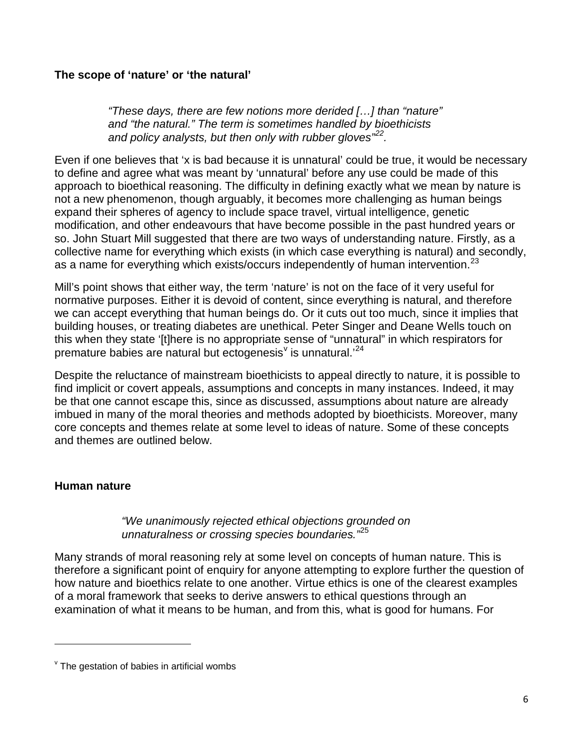**The scope of 'nature' or 'the natural'**

> *"These days, there are few notions more derided […] than "nature" and "the natural." The term is sometimes handled by bioethicists and policy analysts, but then only with rubber gloves"[22].*

Even if one believes that 'x is bad because it is unnatural' could be true, it would be necessary to define and agree what was meant by 'unnatural' before any use could be made of this approach to bioethical reasoning. The difficulty in defining exactly what we mean by nature is not a new phenomenon, though arguably, it becomes more challenging as human beings expand their spheres of agency to include space travel, virtual intelligence, genetic modification, and other endeavours that have become possible in the past hundred years or so. John Stuart Mill suggested that there are two ways of understanding nature. Firstly, as a collective name for everything which exists (in which case everything is natural) and secondly, as a name for everything which exists/occurs independently of human intervention.[23]

Mill's point shows that either way, the term 'nature' is not on the face of it very useful for normative purposes. Either it is devoid of content, since everything is natural, and therefore we can accept everything that human beings do. Or it cuts out too much, since it implies that building houses, or treating diabetes are unethical. Peter Singer and Deane Wells touch on this when they state '[t]here is no appropriate sense of "unnatural" in which respirators for premature babies are natural but ectogenesis[v] is unnatural.'[24]

Despite the reluctance of mainstream bioethicists to appeal directly to nature, it is possible to find implicit or covert appeals, assumptions and concepts in many instances. Indeed, it may be that one cannot escape this, since as discussed, assumptions about nature are already imbued in many of the moral theories and methods adopted by bioethicists. Moreover, many core concepts and themes relate at some level to ideas of nature. Some of these concepts and themes are outlined below.

**Human nature**

> *"We unanimously rejected ethical objections grounded on unnaturalness or crossing species boundaries."*[25]

Many strands of moral reasoning rely at some level on concepts of human nature. This is therefore a significant point of enquiry for anyone attempting to explore further the question of how nature and bioethics relate to one another. Virtue ethics is one of the clearest examples of a moral framework that seeks to derive answers to ethical questions through an examination of what it means to be human, and from this, what is good for humans. For

---

[v] The gestation of babies in artificial wombs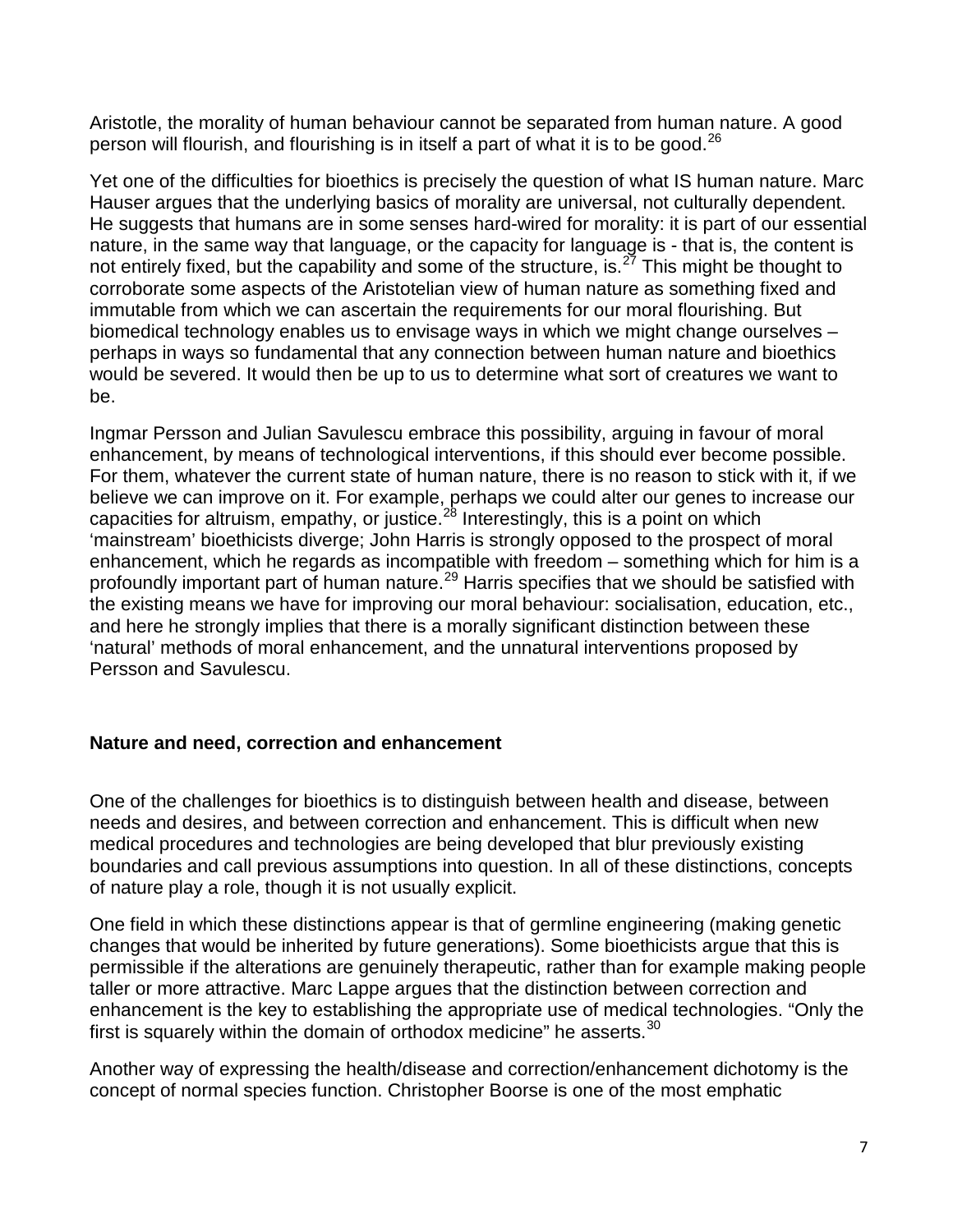Aristotle, the morality of human behaviour cannot be separated from human nature. A good person will flourish, and flourishing is in itself a part of what it is to be good.[26]

Yet one of the difficulties for bioethics is precisely the question of what IS human nature. Marc Hauser argues that the underlying basics of morality are universal, not culturally dependent. He suggests that humans are in some senses hard-wired for morality: it is part of our essential nature, in the same way that language, or the capacity for language is - that is, the content is not entirely fixed, but the capability and some of the structure, is.[27] This might be thought to corroborate some aspects of the Aristotelian view of human nature as something fixed and immutable from which we can ascertain the requirements for our moral flourishing. But biomedical technology enables us to envisage ways in which we might change ourselves – perhaps in ways so fundamental that any connection between human nature and bioethics would be severed. It would then be up to us to determine what sort of creatures we want to be.

Ingmar Persson and Julian Savulescu embrace this possibility, arguing in favour of moral enhancement, by means of technological interventions, if this should ever become possible. For them, whatever the current state of human nature, there is no reason to stick with it, if we believe we can improve on it. For example, perhaps we could alter our genes to increase our capacities for altruism, empathy, or justice.[28] Interestingly, this is a point on which 'mainstream' bioethicists diverge; John Harris is strongly opposed to the prospect of moral enhancement, which he regards as incompatible with freedom – something which for him is a profoundly important part of human nature.[29] Harris specifies that we should be satisfied with the existing means we have for improving our moral behaviour: socialisation, education, etc., and here he strongly implies that there is a morally significant distinction between these 'natural' methods of moral enhancement, and the unnatural interventions proposed by Persson and Savulescu.

## Nature and need, correction and enhancement

One of the challenges for bioethics is to distinguish between health and disease, between needs and desires, and between correction and enhancement. This is difficult when new medical procedures and technologies are being developed that blur previously existing boundaries and call previous assumptions into question. In all of these distinctions, concepts of nature play a role, though it is not usually explicit.

One field in which these distinctions appear is that of germline engineering (making genetic changes that would be inherited by future generations). Some bioethicists argue that this is permissible if the alterations are genuinely therapeutic, rather than for example making people taller or more attractive. Marc Lappe argues that the distinction between correction and enhancement is the key to establishing the appropriate use of medical technologies. "Only the first is squarely within the domain of orthodox medicine" he asserts.[30]

Another way of expressing the health/disease and correction/enhancement dichotomy is the concept of normal species function. Christopher Boorse is one of the most emphatic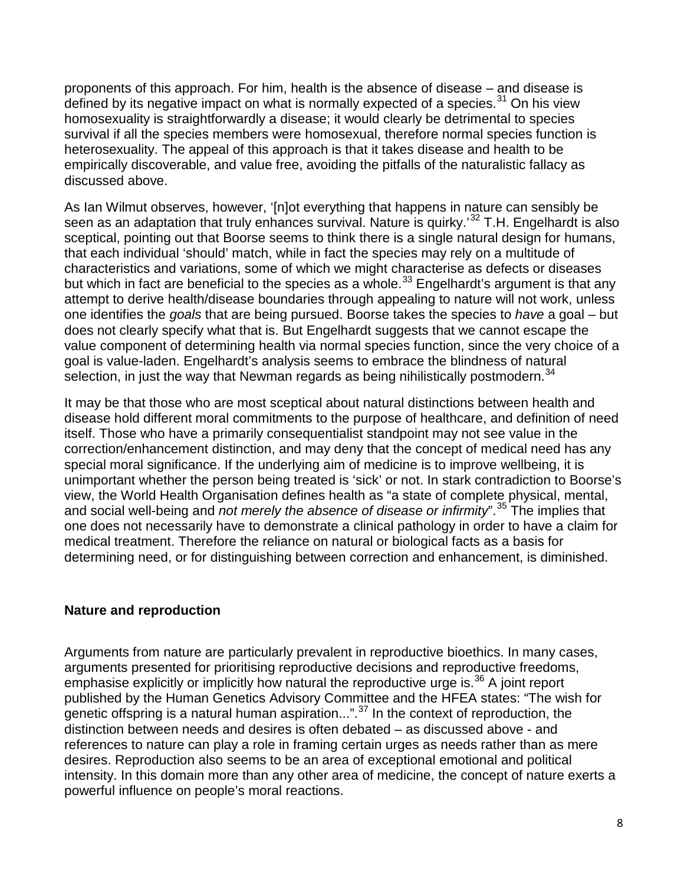proponents of this approach. For him, health is the absence of disease – and disease is defined by its negative impact on what is normally expected of a species.[31] On his view homosexuality is straightforwardly a disease; it would clearly be detrimental to species survival if all the species members were homosexual, therefore normal species function is heterosexuality. The appeal of this approach is that it takes disease and health to be empirically discoverable, and value free, avoiding the pitfalls of the naturalistic fallacy as discussed above.

As Ian Wilmut observes, however, '[n]ot everything that happens in nature can sensibly be seen as an adaptation that truly enhances survival. Nature is quirky.'[32] T.H. Engelhardt is also sceptical, pointing out that Boorse seems to think there is a single natural design for humans, that each individual 'should' match, while in fact the species may rely on a multitude of characteristics and variations, some of which we might characterise as defects or diseases but which in fact are beneficial to the species as a whole.[33] Engelhardt's argument is that any attempt to derive health/disease boundaries through appealing to nature will not work, unless one identifies the *goals* that are being pursued. Boorse takes the species to *have* a goal – but does not clearly specify what that is. But Engelhardt suggests that we cannot escape the value component of determining health via normal species function, since the very choice of a goal is value-laden. Engelhardt's analysis seems to embrace the blindness of natural selection, in just the way that Newman regards as being nihilistically postmodern.[34]

It may be that those who are most sceptical about natural distinctions between health and disease hold different moral commitments to the purpose of healthcare, and definition of need itself. Those who have a primarily consequentialist standpoint may not see value in the correction/enhancement distinction, and may deny that the concept of medical need has any special moral significance. If the underlying aim of medicine is to improve wellbeing, it is unimportant whether the person being treated is 'sick' or not. In stark contradiction to Boorse's view, the World Health Organisation defines health as "a state of complete physical, mental, and social well-being and *not merely the absence of disease or infirmity*".[35] The implies that one does not necessarily have to demonstrate a clinical pathology in order to have a claim for medical treatment. Therefore the reliance on natural or biological facts as a basis for determining need, or for distinguishing between correction and enhancement, is diminished.

## Nature and reproduction

Arguments from nature are particularly prevalent in reproductive bioethics. In many cases, arguments presented for prioritising reproductive decisions and reproductive freedoms, emphasise explicitly or implicitly how natural the reproductive urge is.[36] A joint report published by the Human Genetics Advisory Committee and the HFEA states: "The wish for genetic offspring is a natural human aspiration...".[37] In the context of reproduction, the distinction between needs and desires is often debated – as discussed above - and references to nature can play a role in framing certain urges as needs rather than as mere desires. Reproduction also seems to be an area of exceptional emotional and political intensity. In this domain more than any other area of medicine, the concept of nature exerts a powerful influence on people's moral reactions.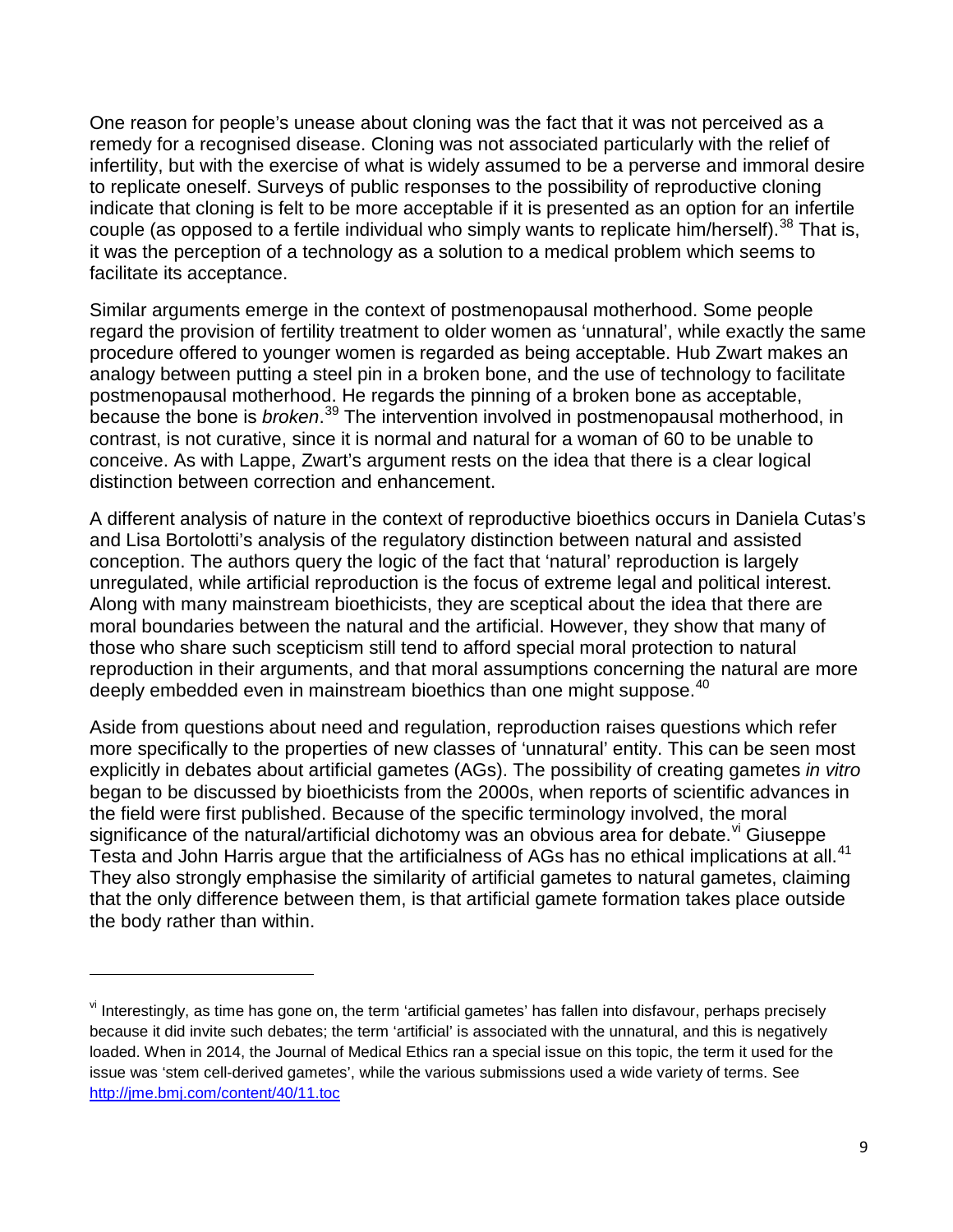One reason for people's unease about cloning was the fact that it was not perceived as a remedy for a recognised disease. Cloning was not associated particularly with the relief of infertility, but with the exercise of what is widely assumed to be a perverse and immoral desire to replicate oneself. Surveys of public responses to the possibility of reproductive cloning indicate that cloning is felt to be more acceptable if it is presented as an option for an infertile couple (as opposed to a fertile individual who simply wants to replicate him/herself).[38] That is, it was the perception of a technology as a solution to a medical problem which seems to facilitate its acceptance.

Similar arguments emerge in the context of postmenopausal motherhood. Some people regard the provision of fertility treatment to older women as 'unnatural', while exactly the same procedure offered to younger women is regarded as being acceptable. Hub Zwart makes an analogy between putting a steel pin in a broken bone, and the use of technology to facilitate postmenopausal motherhood. He regards the pinning of a broken bone as acceptable, because the bone is *broken*.[39] The intervention involved in postmenopausal motherhood, in contrast, is not curative, since it is normal and natural for a woman of 60 to be unable to conceive. As with Lappe, Zwart's argument rests on the idea that there is a clear logical distinction between correction and enhancement.

A different analysis of nature in the context of reproductive bioethics occurs in Daniela Cutas's and Lisa Bortolotti's analysis of the regulatory distinction between natural and assisted conception. The authors query the logic of the fact that 'natural' reproduction is largely unregulated, while artificial reproduction is the focus of extreme legal and political interest. Along with many mainstream bioethicists, they are sceptical about the idea that there are moral boundaries between the natural and the artificial. However, they show that many of those who share such scepticism still tend to afford special moral protection to natural reproduction in their arguments, and that moral assumptions concerning the natural are more deeply embedded even in mainstream bioethics than one might suppose.[40]

Aside from questions about need and regulation, reproduction raises questions which refer more specifically to the properties of new classes of 'unnatural' entity. This can be seen most explicitly in debates about artificial gametes (AGs). The possibility of creating gametes *in vitro* began to be discussed by bioethicists from the 2000s, when reports of scientific advances in the field were first published. Because of the specific terminology involved, the moral significance of the natural/artificial dichotomy was an obvious area for debate.[vi] Giuseppe Testa and John Harris argue that the artificialness of AGs has no ethical implications at all.[41] They also strongly emphasise the similarity of artificial gametes to natural gametes, claiming that the only difference between them, is that artificial gamete formation takes place outside the body rather than within.

---

[vi] Interestingly, as time has gone on, the term 'artificial gametes' has fallen into disfavour, perhaps precisely because it did invite such debates; the term 'artificial' is associated with the unnatural, and this is negatively loaded. When in 2014, the Journal of Medical Ethics ran a special issue on this topic, the term it used for the issue was 'stem cell-derived gametes', while the various submissions used a wide variety of terms. See http://jme.bmj.com/content/40/11.toc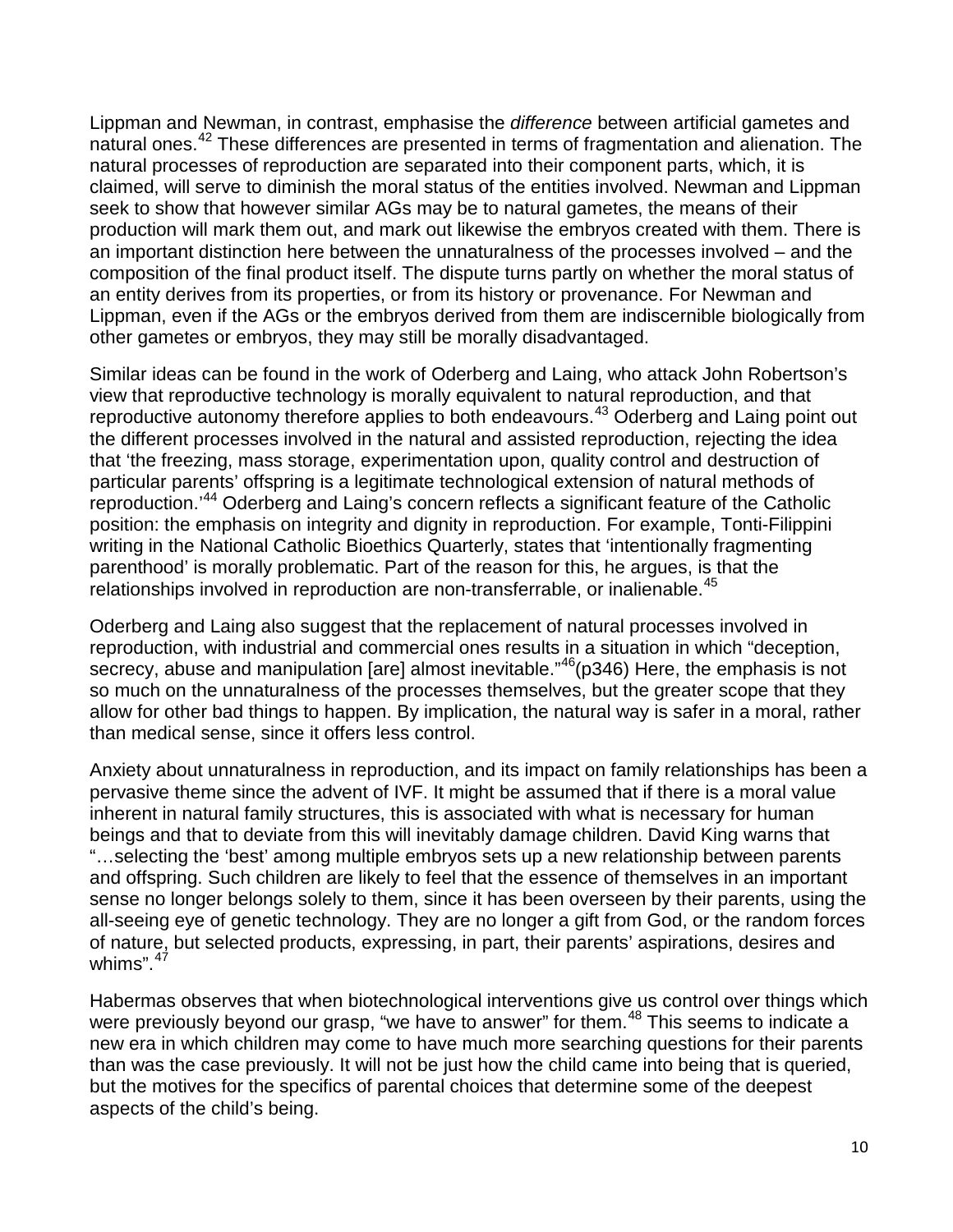Lippman and Newman, in contrast, emphasise the *difference* between artificial gametes and natural ones.[42] These differences are presented in terms of fragmentation and alienation. The natural processes of reproduction are separated into their component parts, which, it is claimed, will serve to diminish the moral status of the entities involved. Newman and Lippman seek to show that however similar AGs may be to natural gametes, the means of their production will mark them out, and mark out likewise the embryos created with them. There is an important distinction here between the unnaturalness of the processes involved – and the composition of the final product itself. The dispute turns partly on whether the moral status of an entity derives from its properties, or from its history or provenance. For Newman and Lippman, even if the AGs or the embryos derived from them are indiscernible biologically from other gametes or embryos, they may still be morally disadvantaged.

Similar ideas can be found in the work of Oderberg and Laing, who attack John Robertson's view that reproductive technology is morally equivalent to natural reproduction, and that reproductive autonomy therefore applies to both endeavours.[43] Oderberg and Laing point out the different processes involved in the natural and assisted reproduction, rejecting the idea that 'the freezing, mass storage, experimentation upon, quality control and destruction of particular parents' offspring is a legitimate technological extension of natural methods of reproduction.'[44] Oderberg and Laing's concern reflects a significant feature of the Catholic position: the emphasis on integrity and dignity in reproduction. For example, Tonti-Filippini writing in the National Catholic Bioethics Quarterly, states that 'intentionally fragmenting parenthood' is morally problematic. Part of the reason for this, he argues, is that the relationships involved in reproduction are non-transferrable, or inalienable.[45]

Oderberg and Laing also suggest that the replacement of natural processes involved in reproduction, with industrial and commercial ones results in a situation in which "deception, secrecy, abuse and manipulation [are] almost inevitable."[46](p346) Here, the emphasis is not so much on the unnaturalness of the processes themselves, but the greater scope that they allow for other bad things to happen. By implication, the natural way is safer in a moral, rather than medical sense, since it offers less control.

Anxiety about unnaturalness in reproduction, and its impact on family relationships has been a pervasive theme since the advent of IVF. It might be assumed that if there is a moral value inherent in natural family structures, this is associated with what is necessary for human beings and that to deviate from this will inevitably damage children. David King warns that "…selecting the 'best' among multiple embryos sets up a new relationship between parents and offspring. Such children are likely to feel that the essence of themselves in an important sense no longer belongs solely to them, since it has been overseen by their parents, using the all-seeing eye of genetic technology. They are no longer a gift from God, or the random forces of nature, but selected products, expressing, in part, their parents' aspirations, desires and whims".[47]

Habermas observes that when biotechnological interventions give us control over things which were previously beyond our grasp, "we have to answer" for them.[48] This seems to indicate a new era in which children may come to have much more searching questions for their parents than was the case previously. It will not be just how the child came into being that is queried, but the motives for the specifics of parental choices that determine some of the deepest aspects of the child's being.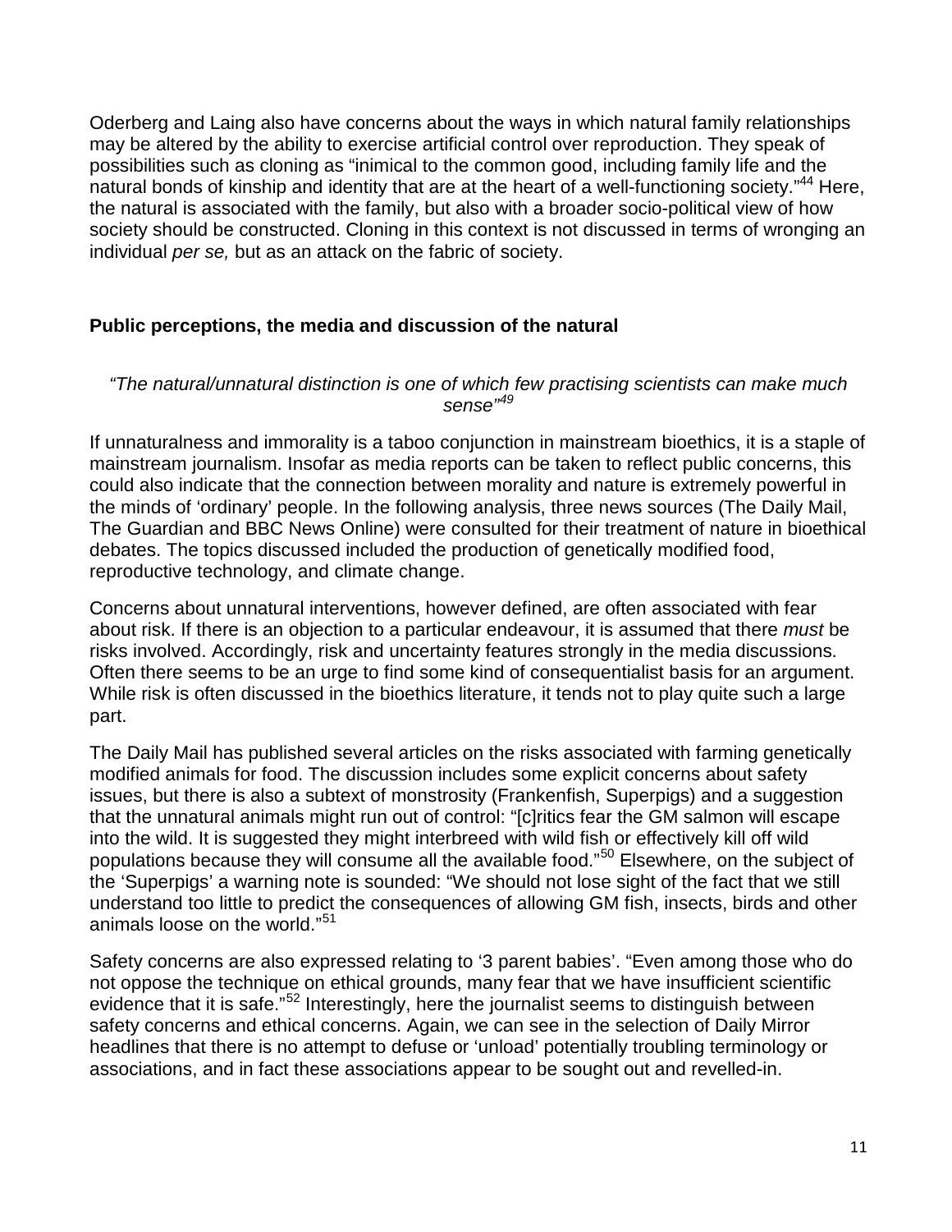Oderberg and Laing also have concerns about the ways in which natural family relationships may be altered by the ability to exercise artificial control over reproduction. They speak of possibilities such as cloning as "inimical to the common good, including family life and the natural bonds of kinship and identity that are at the heart of a well-functioning society."[44] Here, the natural is associated with the family, but also with a broader socio-political view of how society should be constructed. Cloning in this context is not discussed in terms of wronging an individual *per se,* but as an attack on the fabric of society.

## Public perceptions, the media and discussion of the natural

*"The natural/unnatural distinction is one of which few practising scientists can make much sense"[49]*

If unnaturalness and immorality is a taboo conjunction in mainstream bioethics, it is a staple of mainstream journalism. Insofar as media reports can be taken to reflect public concerns, this could also indicate that the connection between morality and nature is extremely powerful in the minds of 'ordinary' people. In the following analysis, three news sources (The Daily Mail, The Guardian and BBC News Online) were consulted for their treatment of nature in bioethical debates. The topics discussed included the production of genetically modified food, reproductive technology, and climate change.

Concerns about unnatural interventions, however defined, are often associated with fear about risk. If there is an objection to a particular endeavour, it is assumed that there *must* be risks involved. Accordingly, risk and uncertainty features strongly in the media discussions. Often there seems to be an urge to find some kind of consequentialist basis for an argument. While risk is often discussed in the bioethics literature, it tends not to play quite such a large part.

The Daily Mail has published several articles on the risks associated with farming genetically modified animals for food. The discussion includes some explicit concerns about safety issues, but there is also a subtext of monstrosity (Frankenfish, Superpigs) and a suggestion that the unnatural animals might run out of control: "[c]ritics fear the GM salmon will escape into the wild. It is suggested they might interbreed with wild fish or effectively kill off wild populations because they will consume all the available food."[50] Elsewhere, on the subject of the 'Superpigs' a warning note is sounded: "We should not lose sight of the fact that we still understand too little to predict the consequences of allowing GM fish, insects, birds and other animals loose on the world."[51]

Safety concerns are also expressed relating to '3 parent babies'. "Even among those who do not oppose the technique on ethical grounds, many fear that we have insufficient scientific evidence that it is safe."[52] Interestingly, here the journalist seems to distinguish between safety concerns and ethical concerns. Again, we can see in the selection of Daily Mirror headlines that there is no attempt to defuse or 'unload' potentially troubling terminology or associations, and in fact these associations appear to be sought out and revelled-in.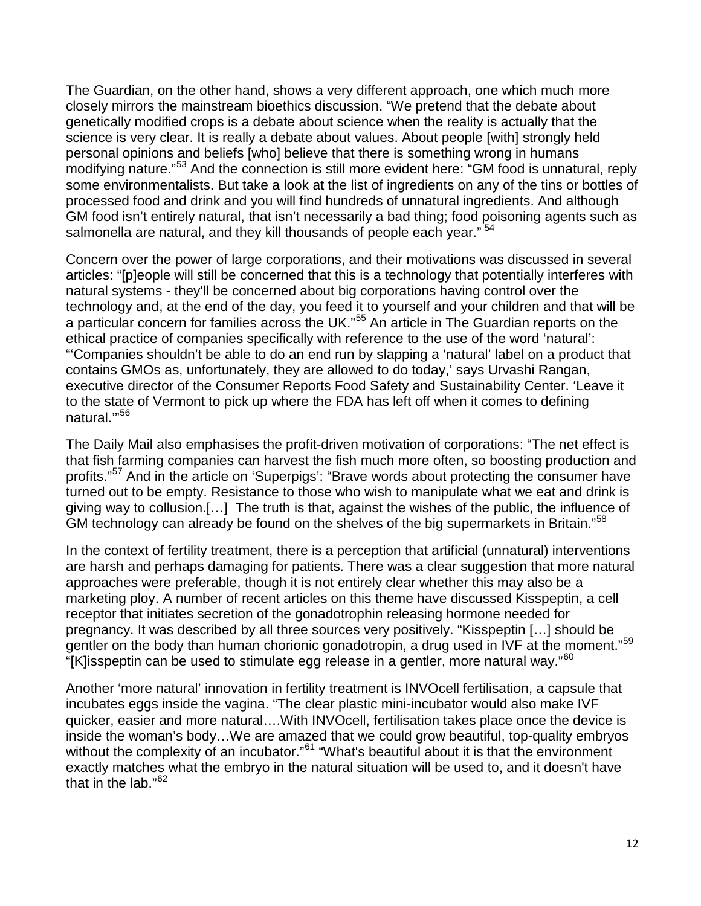The Guardian, on the other hand, shows a very different approach, one which much more closely mirrors the mainstream bioethics discussion. "We pretend that the debate about genetically modified crops is a debate about science when the reality is actually that the science is very clear. It is really a debate about values. About people [with] strongly held personal opinions and beliefs [who] believe that there is something wrong in humans modifying nature."[53] And the connection is still more evident here: "GM food is unnatural, reply some environmentalists. But take a look at the list of ingredients on any of the tins or bottles of processed food and drink and you will find hundreds of unnatural ingredients. And although GM food isn't entirely natural, that isn't necessarily a bad thing; food poisoning agents such as salmonella are natural, and they kill thousands of people each year." [54]

Concern over the power of large corporations, and their motivations was discussed in several articles: "[p]eople will still be concerned that this is a technology that potentially interferes with natural systems - they'll be concerned about big corporations having control over the technology and, at the end of the day, you feed it to yourself and your children and that will be a particular concern for families across the UK."[55] An article in The Guardian reports on the ethical practice of companies specifically with reference to the use of the word 'natural': "'Companies shouldn't be able to do an end run by slapping a 'natural' label on a product that contains GMOs as, unfortunately, they are allowed to do today,' says Urvashi Rangan, executive director of the Consumer Reports Food Safety and Sustainability Center. 'Leave it to the state of Vermont to pick up where the FDA has left off when it comes to defining natural.'"[56]

The Daily Mail also emphasises the profit-driven motivation of corporations: "The net effect is that fish farming companies can harvest the fish much more often, so boosting production and profits."[57] And in the article on 'Superpigs': "Brave words about protecting the consumer have turned out to be empty. Resistance to those who wish to manipulate what we eat and drink is giving way to collusion.[…] The truth is that, against the wishes of the public, the influence of GM technology can already be found on the shelves of the big supermarkets in Britain."[58]

In the context of fertility treatment, there is a perception that artificial (unnatural) interventions are harsh and perhaps damaging for patients. There was a clear suggestion that more natural approaches were preferable, though it is not entirely clear whether this may also be a marketing ploy. A number of recent articles on this theme have discussed Kisspeptin, a cell receptor that initiates secretion of the gonadotrophin releasing hormone needed for pregnancy. It was described by all three sources very positively. "Kisspeptin […] should be gentler on the body than human chorionic gonadotropin, a drug used in IVF at the moment."[59] "[K]isspeptin can be used to stimulate egg release in a gentler, more natural way."[60]

Another 'more natural' innovation in fertility treatment is INVOcell fertilisation, a capsule that incubates eggs inside the vagina. "The clear plastic mini-incubator would also make IVF quicker, easier and more natural….With INVOcell, fertilisation takes place once the device is inside the woman's body…We are amazed that we could grow beautiful, top-quality embryos without the complexity of an incubator."[61] "What's beautiful about it is that the environment exactly matches what the embryo in the natural situation will be used to, and it doesn't have that in the lab."[62]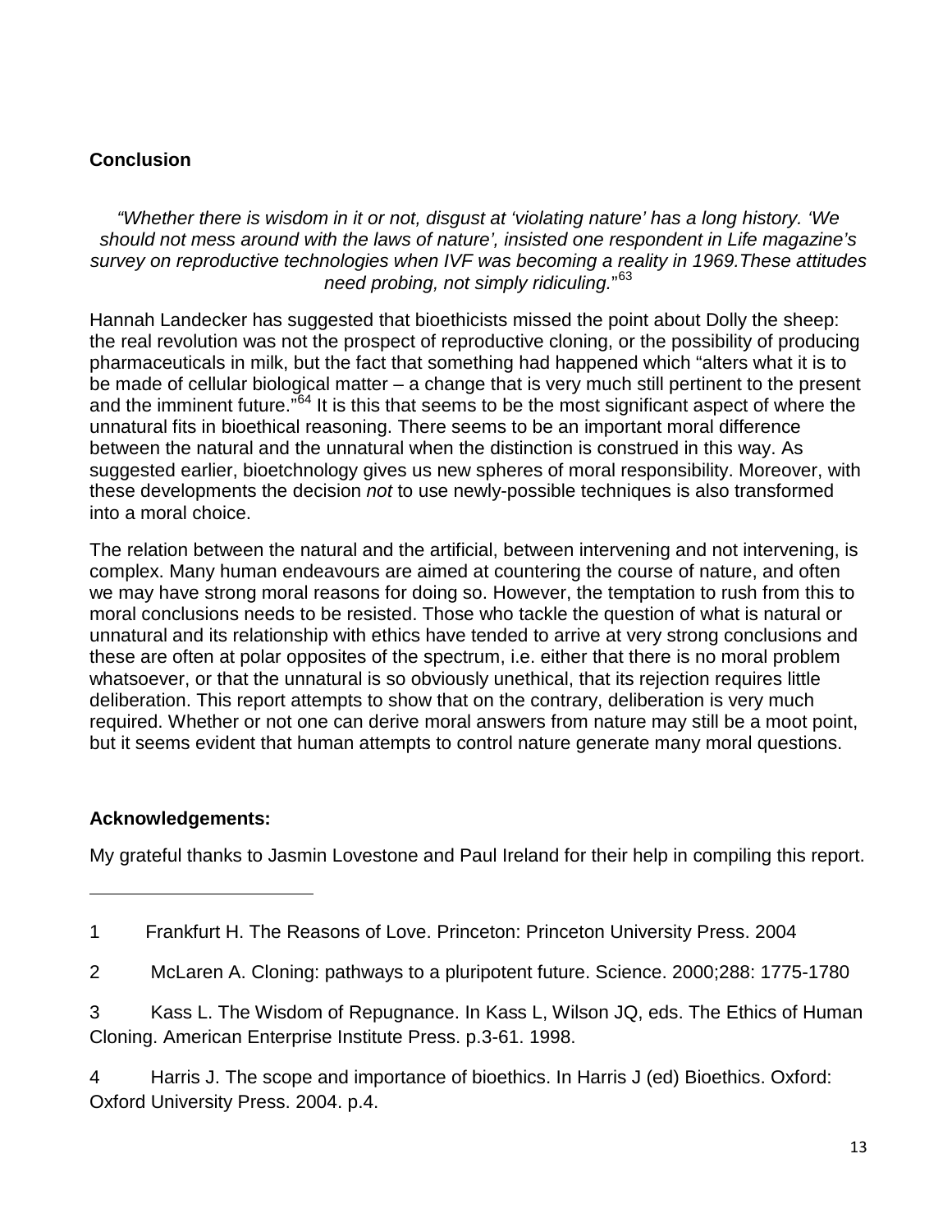## Conclusion

*"Whether there is wisdom in it or not, disgust at 'violating nature' has a long history. 'We should not mess around with the laws of nature', insisted one respondent in Life magazine's survey on reproductive technologies when IVF was becoming a reality in 1969.These attitudes need probing, not simply ridiculing."*[63]

Hannah Landecker has suggested that bioethicists missed the point about Dolly the sheep: the real revolution was not the prospect of reproductive cloning, or the possibility of producing pharmaceuticals in milk, but the fact that something had happened which "alters what it is to be made of cellular biological matter – a change that is very much still pertinent to the present and the imminent future."[64] It is this that seems to be the most significant aspect of where the unnatural fits in bioethical reasoning. There seems to be an important moral difference between the natural and the unnatural when the distinction is construed in this way. As suggested earlier, bioetchnology gives us new spheres of moral responsibility. Moreover, with these developments the decision *not* to use newly-possible techniques is also transformed into a moral choice.

The relation between the natural and the artificial, between intervening and not intervening, is complex. Many human endeavours are aimed at countering the course of nature, and often we may have strong moral reasons for doing so. However, the temptation to rush from this to moral conclusions needs to be resisted. Those who tackle the question of what is natural or unnatural and its relationship with ethics have tended to arrive at very strong conclusions and these are often at polar opposites of the spectrum, i.e. either that there is no moral problem whatsoever, or that the unnatural is so obviously unethical, that its rejection requires little deliberation. This report attempts to show that on the contrary, deliberation is very much required. Whether or not one can derive moral answers from nature may still be a moot point, but it seems evident that human attempts to control nature generate many moral questions.

**Acknowledgements:**

My grateful thanks to Jasmin Lovestone and Paul Ireland for their help in compiling this report.

---

1 Frankfurt H. The Reasons of Love. Princeton: Princeton University Press. 2004

2 McLaren A. Cloning: pathways to a pluripotent future. Science. 2000;288: 1775-1780

3 Kass L. The Wisdom of Repugnance. In Kass L, Wilson JQ, eds. The Ethics of Human Cloning. American Enterprise Institute Press. p.3-61. 1998.

4 Harris J. The scope and importance of bioethics. In Harris J (ed) Bioethics. Oxford: Oxford University Press. 2004. p.4.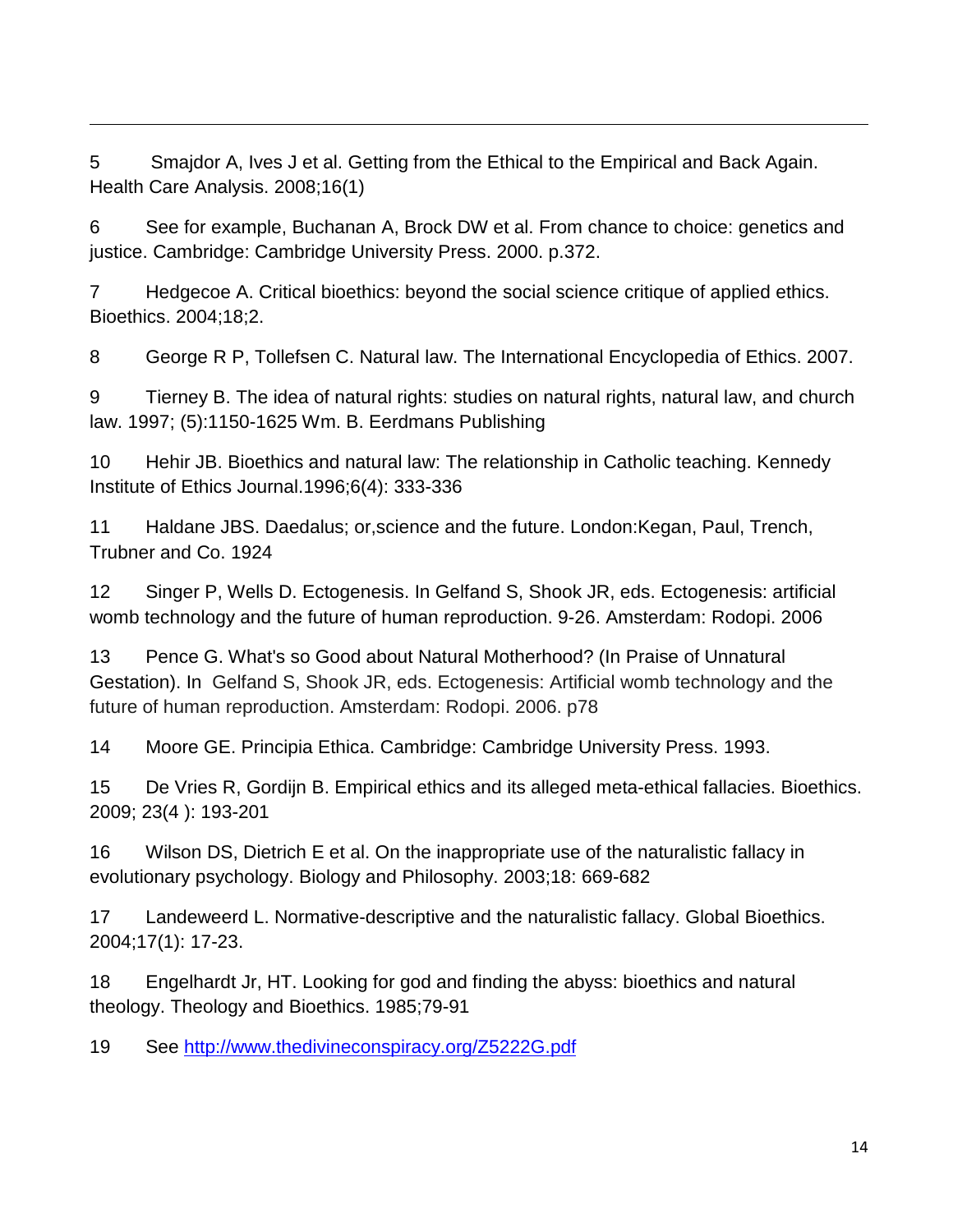5 Smajdor A, Ives J et al. Getting from the Ethical to the Empirical and Back Again. Health Care Analysis. 2008;16(1)

6 See for example, Buchanan A, Brock DW et al. From chance to choice: genetics and justice. Cambridge: Cambridge University Press. 2000. p.372.

7 Hedgecoe A. Critical bioethics: beyond the social science critique of applied ethics. Bioethics. 2004;18;2.

8 George R P, Tollefsen C. Natural law. The International Encyclopedia of Ethics. 2007.

9 Tierney B. The idea of natural rights: studies on natural rights, natural law, and church law. 1997; (5):1150-1625 Wm. B. Eerdmans Publishing

10 Hehir JB. Bioethics and natural law: The relationship in Catholic teaching. Kennedy Institute of Ethics Journal.1996;6(4): 333-336

11 Haldane JBS. Daedalus; or,science and the future. London:Kegan, Paul, Trench, Trubner and Co. 1924

12 Singer P, Wells D. Ectogenesis. In Gelfand S, Shook JR, eds. Ectogenesis: artificial womb technology and the future of human reproduction. 9-26. Amsterdam: Rodopi. 2006

13 Pence G. What's so Good about Natural Motherhood? (In Praise of Unnatural Gestation). In Gelfand S, Shook JR, eds. Ectogenesis: Artificial womb technology and the future of human reproduction. Amsterdam: Rodopi. 2006. p78

14 Moore GE. Principia Ethica. Cambridge: Cambridge University Press. 1993.

15 De Vries R, Gordijn B. Empirical ethics and its alleged meta-ethical fallacies. Bioethics. 2009; 23(4 ): 193-201

16 Wilson DS, Dietrich E et al. On the inappropriate use of the naturalistic fallacy in evolutionary psychology. Biology and Philosophy. 2003;18: 669-682

17 Landeweerd L. Normative-descriptive and the naturalistic fallacy. Global Bioethics. 2004;17(1): 17-23.

18 Engelhardt Jr, HT. Looking for god and finding the abyss: bioethics and natural theology. Theology and Bioethics. 1985;79-91

19 See http://www.thedivineconspiracy.org/Z5222G.pdf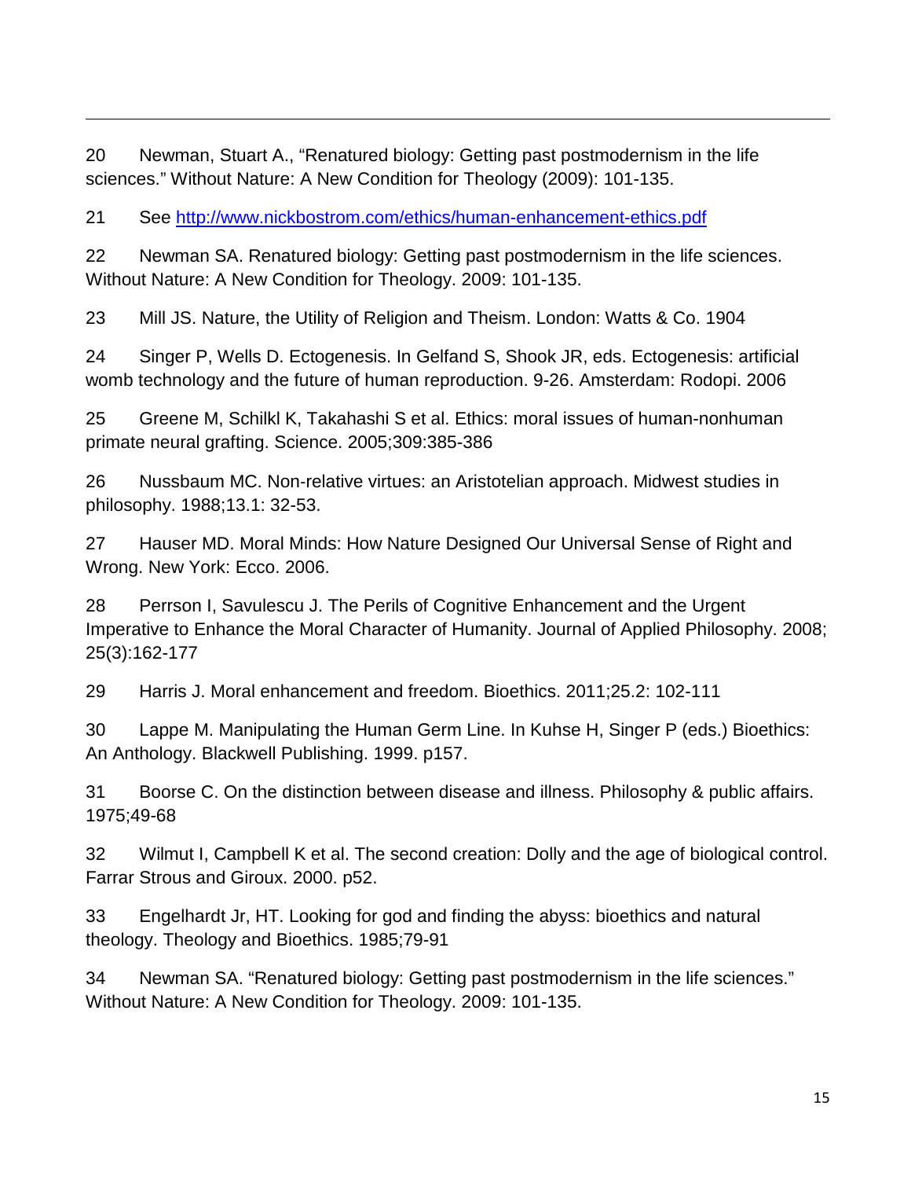20 Newman, Stuart A., "Renatured biology: Getting past postmodernism in the life sciences." Without Nature: A New Condition for Theology (2009): 101-135.

21 See http://www.nickbostrom.com/ethics/human-enhancement-ethics.pdf

22 Newman SA. Renatured biology: Getting past postmodernism in the life sciences. Without Nature: A New Condition for Theology. 2009: 101-135.

23 Mill JS. Nature, the Utility of Religion and Theism. London: Watts & Co. 1904

24 Singer P, Wells D. Ectogenesis. In Gelfand S, Shook JR, eds. Ectogenesis: artificial womb technology and the future of human reproduction. 9-26. Amsterdam: Rodopi. 2006

25 Greene M, Schilkl K, Takahashi S et al. Ethics: moral issues of human-nonhuman primate neural grafting. Science. 2005;309:385-386

26 Nussbaum MC. Non-relative virtues: an Aristotelian approach. Midwest studies in philosophy. 1988;13.1: 32-53.

27 Hauser MD. Moral Minds: How Nature Designed Our Universal Sense of Right and Wrong. New York: Ecco. 2006.

28 Perrson I, Savulescu J. The Perils of Cognitive Enhancement and the Urgent Imperative to Enhance the Moral Character of Humanity. Journal of Applied Philosophy. 2008; 25(3):162-177

29 Harris J. Moral enhancement and freedom. Bioethics. 2011;25.2: 102-111

30 Lappe M. Manipulating the Human Germ Line. In Kuhse H, Singer P (eds.) Bioethics: An Anthology. Blackwell Publishing. 1999. p157.

31 Boorse C. On the distinction between disease and illness. Philosophy & public affairs. 1975;49-68

32 Wilmut I, Campbell K et al. The second creation: Dolly and the age of biological control. Farrar Strous and Giroux. 2000. p52.

33 Engelhardt Jr, HT. Looking for god and finding the abyss: bioethics and natural theology. Theology and Bioethics. 1985;79-91

34 Newman SA. "Renatured biology: Getting past postmodernism in the life sciences." Without Nature: A New Condition for Theology. 2009: 101-135.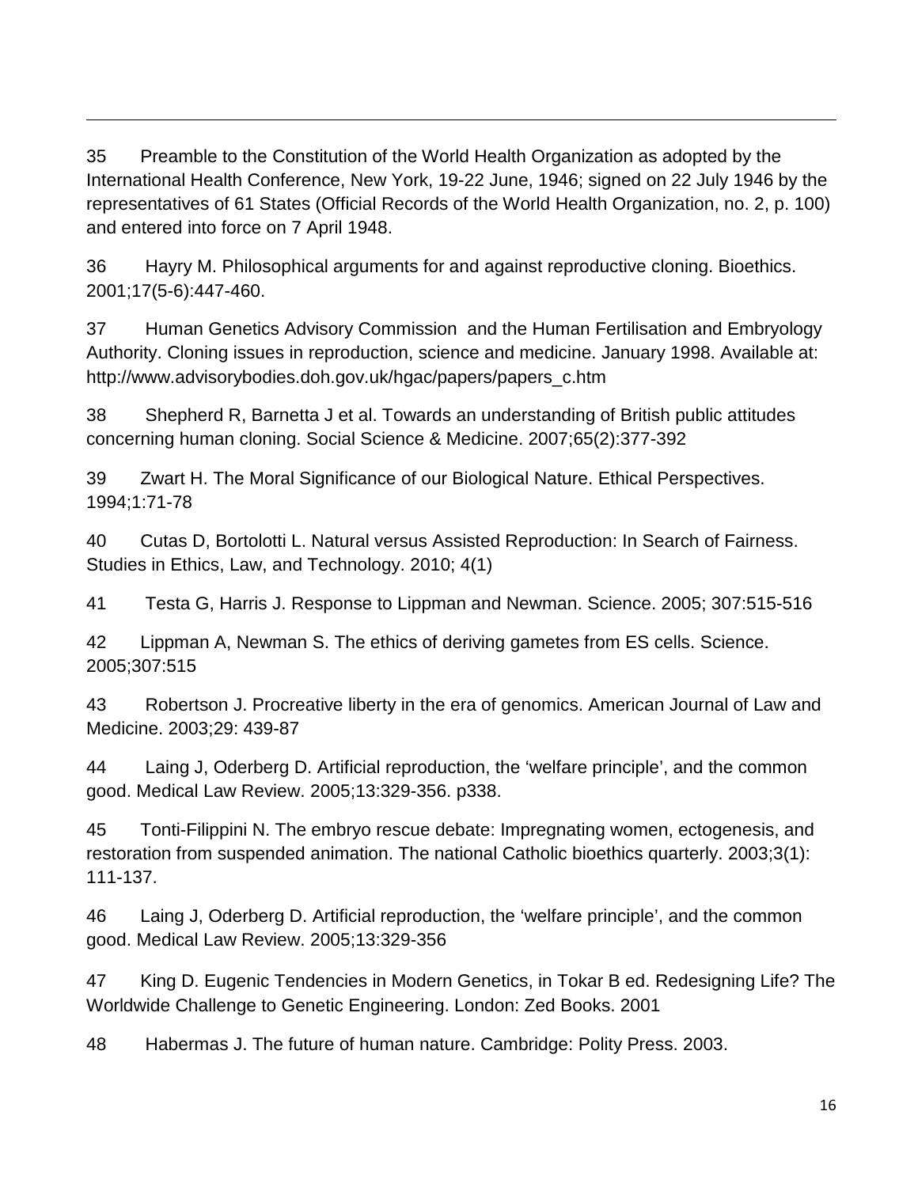35 Preamble to the Constitution of the World Health Organization as adopted by the International Health Conference, New York, 19-22 June, 1946; signed on 22 July 1946 by the representatives of 61 States (Official Records of the World Health Organization, no. 2, p. 100) and entered into force on 7 April 1948.

36 Hayry M. Philosophical arguments for and against reproductive cloning. Bioethics. 2001;17(5-6):447-460.

37 Human Genetics Advisory Commission and the Human Fertilisation and Embryology Authority. Cloning issues in reproduction, science and medicine. January 1998. Available at: http://www.advisorybodies.doh.gov.uk/hgac/papers/papers_c.htm

38 Shepherd R, Barnetta J et al. Towards an understanding of British public attitudes concerning human cloning. Social Science & Medicine. 2007;65(2):377-392

39 Zwart H. The Moral Significance of our Biological Nature. Ethical Perspectives. 1994;1:71-78

40 Cutas D, Bortolotti L. Natural versus Assisted Reproduction: In Search of Fairness. Studies in Ethics, Law, and Technology. 2010; 4(1)

41 Testa G, Harris J. Response to Lippman and Newman. Science. 2005; 307:515-516

42 Lippman A, Newman S. The ethics of deriving gametes from ES cells. Science. 2005;307:515

43 Robertson J. Procreative liberty in the era of genomics. American Journal of Law and Medicine. 2003;29: 439-87

44 Laing J, Oderberg D. Artificial reproduction, the 'welfare principle', and the common good. Medical Law Review. 2005;13:329-356. p338.

45 Tonti-Filippini N. The embryo rescue debate: Impregnating women, ectogenesis, and restoration from suspended animation. The national Catholic bioethics quarterly. 2003;3(1): 111-137.

46 Laing J, Oderberg D. Artificial reproduction, the 'welfare principle', and the common good. Medical Law Review. 2005;13:329-356

47 King D. Eugenic Tendencies in Modern Genetics, in Tokar B ed. Redesigning Life? The Worldwide Challenge to Genetic Engineering. London: Zed Books. 2001

48 Habermas J. The future of human nature. Cambridge: Polity Press. 2003.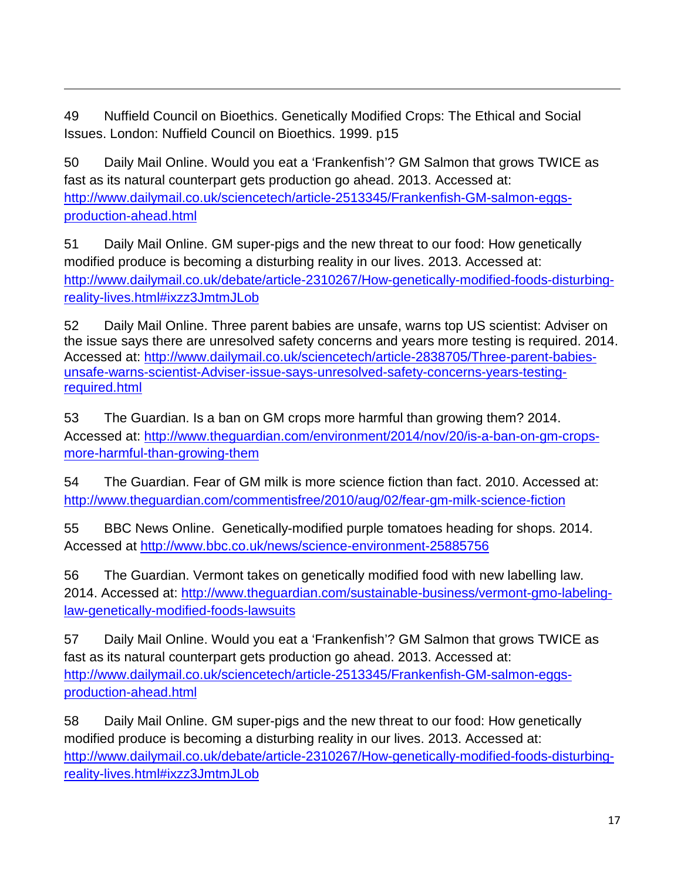49 Nuffield Council on Bioethics. Genetically Modified Crops: The Ethical and Social Issues. London: Nuffield Council on Bioethics. 1999. p15

50 Daily Mail Online. Would you eat a 'Frankenfish'? GM Salmon that grows TWICE as fast as its natural counterpart gets production go ahead. 2013. Accessed at: http://www.dailymail.co.uk/sciencetech/article-2513345/Frankenfish-GM-salmon-eggs-production-ahead.html

51 Daily Mail Online. GM super-pigs and the new threat to our food: How genetically modified produce is becoming a disturbing reality in our lives. 2013. Accessed at: http://www.dailymail.co.uk/debate/article-2310267/How-genetically-modified-foods-disturbing-reality-lives.html#ixzz3JmtmJLob

52 Daily Mail Online. Three parent babies are unsafe, warns top US scientist: Adviser on the issue says there are unresolved safety concerns and years more testing is required. 2014. Accessed at: http://www.dailymail.co.uk/sciencetech/article-2838705/Three-parent-babies-unsafe-warns-scientist-Adviser-issue-says-unresolved-safety-concerns-years-testing-required.html

53 The Guardian. Is a ban on GM crops more harmful than growing them? 2014. Accessed at: http://www.theguardian.com/environment/2014/nov/20/is-a-ban-on-gm-crops-more-harmful-than-growing-them

54 The Guardian. Fear of GM milk is more science fiction than fact. 2010. Accessed at: http://www.theguardian.com/commentisfree/2010/aug/02/fear-gm-milk-science-fiction

55 BBC News Online. Genetically-modified purple tomatoes heading for shops. 2014. Accessed at http://www.bbc.co.uk/news/science-environment-25885756

56 The Guardian. Vermont takes on genetically modified food with new labelling law. 2014. Accessed at: http://www.theguardian.com/sustainable-business/vermont-gmo-labeling-law-genetically-modified-foods-lawsuits

57 Daily Mail Online. Would you eat a 'Frankenfish'? GM Salmon that grows TWICE as fast as its natural counterpart gets production go ahead. 2013. Accessed at: http://www.dailymail.co.uk/sciencetech/article-2513345/Frankenfish-GM-salmon-eggs-production-ahead.html

58 Daily Mail Online. GM super-pigs and the new threat to our food: How genetically modified produce is becoming a disturbing reality in our lives. 2013. Accessed at: http://www.dailymail.co.uk/debate/article-2310267/How-genetically-modified-foods-disturbing-reality-lives.html#ixzz3JmtmJLob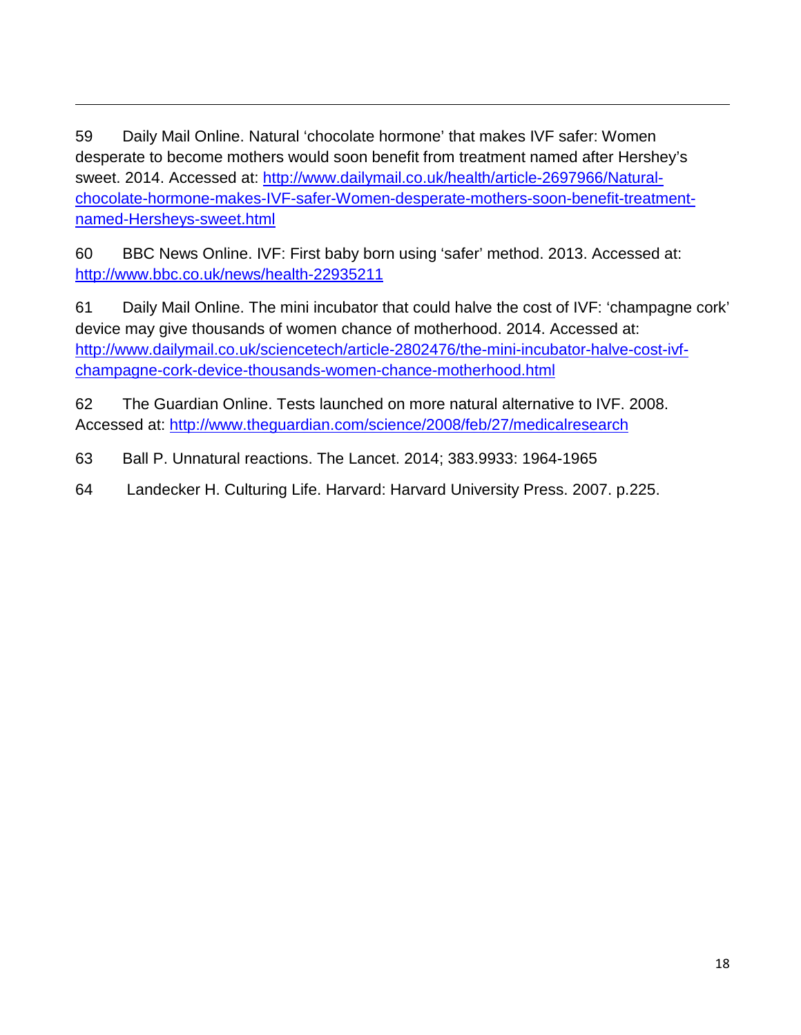59 Daily Mail Online. Natural 'chocolate hormone' that makes IVF safer: Women desperate to become mothers would soon benefit from treatment named after Hershey's sweet. 2014. Accessed at: http://www.dailymail.co.uk/health/article-2697966/Natural-chocolate-hormone-makes-IVF-safer-Women-desperate-mothers-soon-benefit-treatment-named-Hersheys-sweet.html

60 BBC News Online. IVF: First baby born using 'safer' method. 2013. Accessed at: http://www.bbc.co.uk/news/health-22935211

61 Daily Mail Online. The mini incubator that could halve the cost of IVF: 'champagne cork' device may give thousands of women chance of motherhood. 2014. Accessed at: http://www.dailymail.co.uk/sciencetech/article-2802476/the-mini-incubator-halve-cost-ivf-champagne-cork-device-thousands-women-chance-motherhood.html

62 The Guardian Online. Tests launched on more natural alternative to IVF. 2008. Accessed at: http://www.theguardian.com/science/2008/feb/27/medicalresearch

63 Ball P. Unnatural reactions. The Lancet. 2014; 383.9933: 1964-1965

64 Landecker H. Culturing Life. Harvard: Harvard University Press. 2007. p.225.